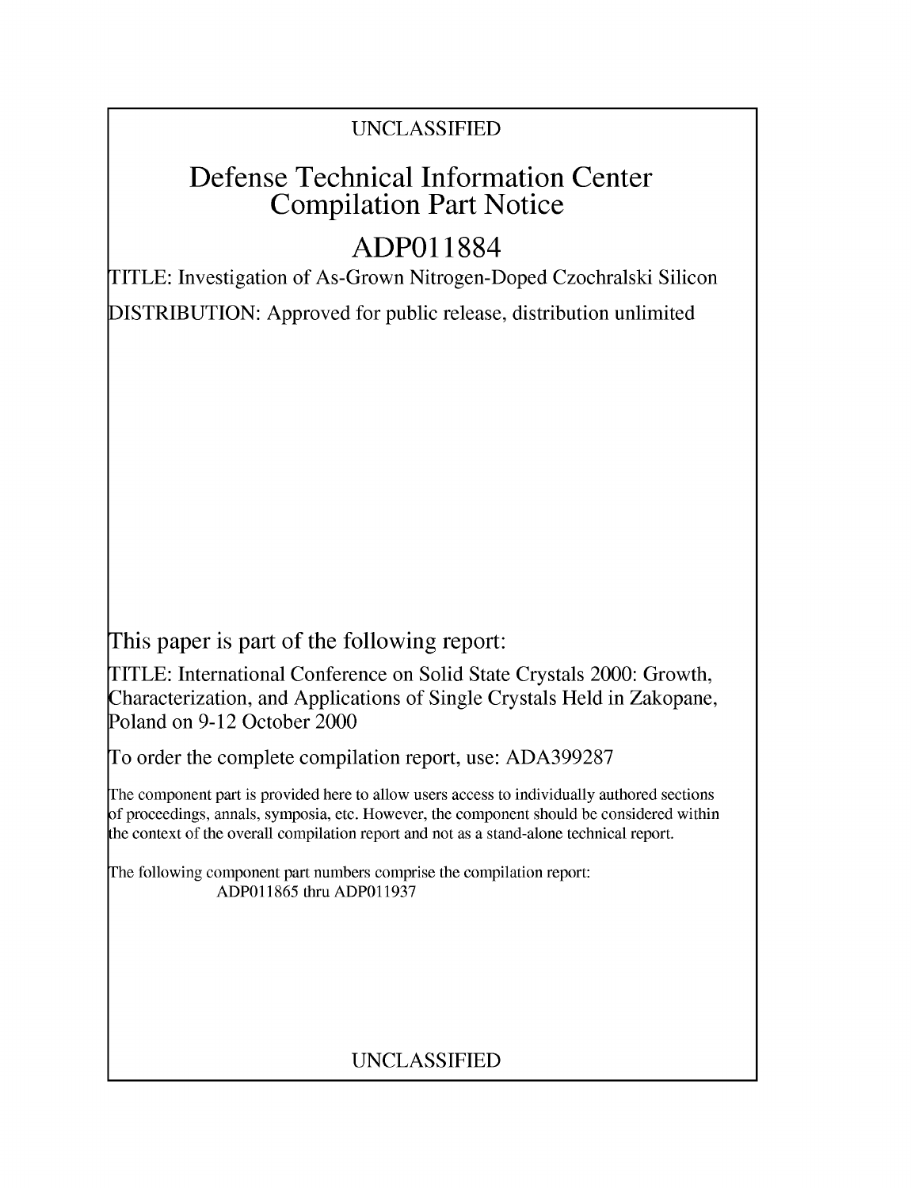UNCLASSIFIED

# Defense Technical Information Center Compilation Part Notice

# ADP011884

TITLE: Investigation of As-Grown Nitrogen-Doped Czochralski Silicon

DISTRIBUTION: Approved for public release, distribution unlimited

This paper is part of the following report:

TITLE: International Conference on Solid State Crystals 2000: Growth, Characterization, and Applications of Single Crystals Held in Zakopane, Poland on 9-12 October 2000

To order the complete compilation report, use: ADA399287

The component part is provided here to allow users access to individually authored sections of proceedings, annals, symposia, etc. However, the component should be considered within the context of the overall compilation report and not as a stand-alone technical report.

The following component part numbers comprise the compilation report:
ADP011865 thru ADP011937

UNCLASSIFIED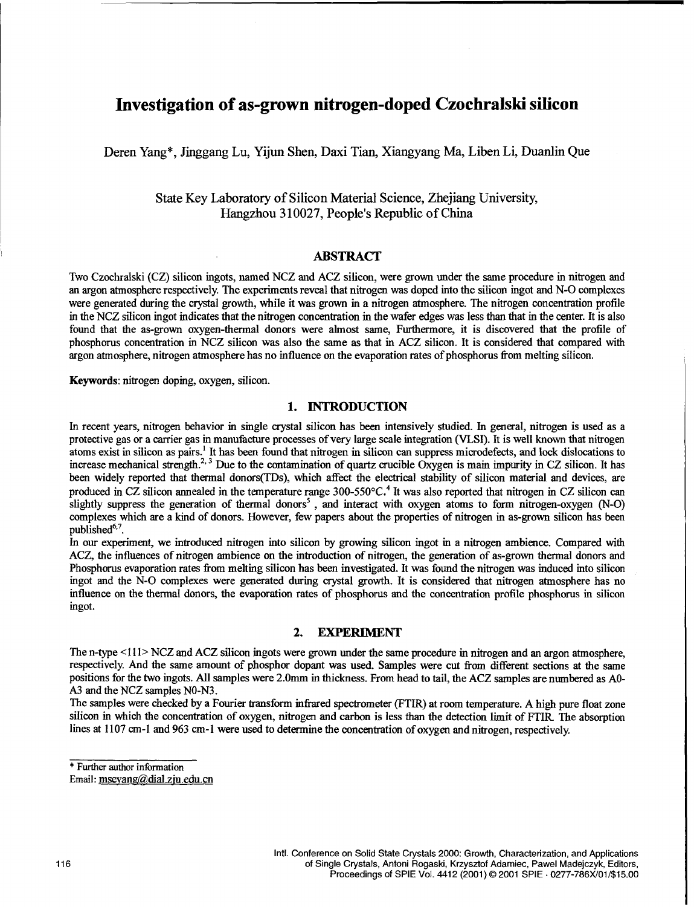# Investigation of as-grown nitrogen-doped Czochralski silicon

Deren Yang*, Jinggang Lu, Yijun Shen, Daxi Tian, Xiangyang Ma, Liben Li, Duanlin Que

State Key Laboratory of Silicon Material Science, Zhejiang University,
Hangzhou 310027, People's Republic of China

## ABSTRACT

Two Czochralski (CZ) silicon ingots, named NCZ and ACZ silicon, were grown under the same procedure in nitrogen and an argon atmosphere respectively. The experiments reveal that nitrogen was doped into the silicon ingot and N-O complexes were generated during the crystal growth, while it was grown in a nitrogen atmosphere. The nitrogen concentration profile in the NCZ silicon ingot indicates that the nitrogen concentration in the wafer edges was less than that in the center. It is also found that the as-grown oxygen-thermal donors were almost same, Furthermore, it is discovered that the profile of phosphorus concentration in NCZ silicon was also the same as that in ACZ silicon. It is considered that compared with argon atmosphere, nitrogen atmosphere has no influence on the evaporation rates of phosphorus from melting silicon.

**Keywords**: nitrogen doping, oxygen, silicon.

## 1. INTRODUCTION

In recent years, nitrogen behavior in single crystal silicon has been intensively studied. In general, nitrogen is used as a protective gas or a carrier gas in manufacture processes of very large scale integration (VLSI). It is well known that nitrogen atoms exist in silicon as pairs.[1] It has been found that nitrogen in silicon can suppress microdefects, and lock dislocations to increase mechanical strength.[2, 3] Due to the contamination of quartz crucible Oxygen is main impurity in CZ silicon. It has been widely reported that thermal donors(TDs), which affect the electrical stability of silicon material and devices, are produced in CZ silicon annealed in the temperature range 300-550°C.[4] It was also reported that nitrogen in CZ silicon can slightly suppress the generation of thermal donors[5], and interact with oxygen atoms to form nitrogen-oxygen (N-O) complexes which are a kind of donors. However, few papers about the properties of nitrogen in as-grown silicon has been published[6,7].

In our experiment, we introduced nitrogen into silicon by growing silicon ingot in a nitrogen ambience. Compared with ACZ, the influences of nitrogen ambience on the introduction of nitrogen, the generation of as-grown thermal donors and Phosphorus evaporation rates from melting silicon has been investigated. It was found the nitrogen was induced into silicon ingot and the N-O complexes were generated during crystal growth. It is considered that nitrogen atmosphere has no influence on the thermal donors, the evaporation rates of phosphorus and the concentration profile phosphorus in silicon ingot.

## 2. EXPERIMENT

The n-type <111> NCZ and ACZ silicon ingots were grown under the same procedure in nitrogen and an argon atmosphere, respectively. And the same amount of phosphor dopant was used. Samples were cut from different sections at the same positions for the two ingots. All samples were 2.0mm in thickness. From head to tail, the ACZ samples are numbered as A0-A3 and the NCZ samples N0-N3.

The samples were checked by a Fourier transform infrared spectrometer (FTIR) at room temperature. A high pure float zone silicon in which the concentration of oxygen, nitrogen and carbon is less than the detection limit of FTIR. The absorption lines at 1107 cm-1 and 963 cm-1 were used to determine the concentration of oxygen and nitrogen, respectively.

* Further author information
Email: mseyang@dial.zju.edu.cn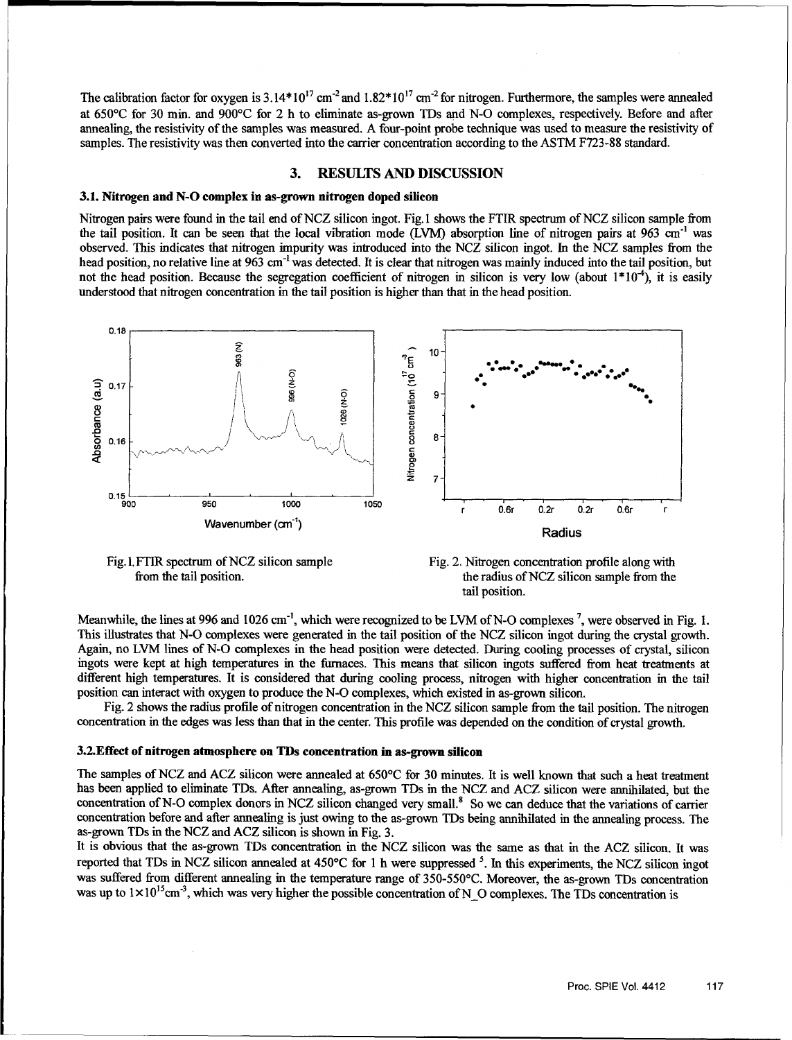The calibration factor for oxygen is $3.14*10^{17}$ $cm^{-2}$ and $1.82*10^{17}$ $cm^{-2}$ for nitrogen. Furthermore, the samples were annealed at 650°C for 30 min. and 900°C for 2 h to eliminate as-grown TDs and N-O complexes, respectively. Before and after annealing, the resistivity of the samples was measured. A four-point probe technique was used to measure the resistivity of samples. The resistivity was then converted into the carrier concentration according to the ASTM F723-88 standard.

## 3. RESULTS AND DISCUSSION

### 3.1. Nitrogen and N-O complex in as-grown nitrogen doped silicon

Nitrogen pairs were found in the tail end of NCZ silicon ingot. Fig.1 shows the FTIR spectrum of NCZ silicon sample from the tail position. It can be seen that the local vibration mode (LVM) absorption line of nitrogen pairs at 963 $cm^{-1}$ was observed. This indicates that nitrogen impurity was introduced into the NCZ silicon ingot. In the NCZ samples from the head position, no relative line at 963 $cm^{-1}$ was detected. It is clear that nitrogen was mainly induced into the tail position, but not the head position. Because the segregation coefficient of nitrogen in silicon is very low (about $1*10^{-4}$), it is easily understood that nitrogen concentration in the tail position is higher than that in the head position.

Fig.1. FTIR spectrum of NCZ silicon sample from the tail position.

Fig. 2. Nitrogen concentration profile along with the radius of NCZ silicon sample from the tail position.

Meanwhile, the lines at 996 and 1026 $cm^{-1}$, which were recognized to be LVM of N-O complexes [7], were observed in Fig. 1. This illustrates that N-O complexes were generated in the tail position of the NCZ silicon ingot during the crystal growth. Again, no LVM lines of N-O complexes in the head position were detected. During cooling processes of crystal, silicon ingots were kept at high temperatures in the furnaces. This means that silicon ingots suffered from heat treatments at different high temperatures. It is considered that during cooling process, nitrogen with higher concentration in the tail position can interact with oxygen to produce the N-O complexes, which existed in as-grown silicon.

Fig. 2 shows the radius profile of nitrogen concentration in the NCZ silicon sample from the tail position. The nitrogen concentration in the edges was less than that in the center. This profile was depended on the condition of crystal growth.

### 3.2. Effect of nitrogen atmosphere on TDs concentration in as-grown silicon

The samples of NCZ and ACZ silicon were annealed at 650°C for 30 minutes. It is well known that such a heat treatment has been applied to eliminate TDs. After annealing, as-grown TDs in the NCZ and ACZ silicon were annihilated, but the concentration of N-O complex donors in NCZ silicon changed very small.[8] So we can deduce that the variations of carrier concentration before and after annealing is just owing to the as-grown TDs being annihilated in the annealing process. The as-grown TDs in the NCZ and ACZ silicon is shown in Fig. 3.

It is obvious that the as-grown TDs concentration in the NCZ silicon was the same as that in the ACZ silicon. It was reported that TDs in NCZ silicon annealed at 450°C for 1 h were suppressed [5]. In this experiments, the NCZ silicon ingot was suffered from different annealing in the temperature range of 350-550°C. Moreover, the as-grown TDs concentration was up to $1\times10^{15}cm^{-3}$, which was very higher the possible concentration of N_O complexes. The TDs concentration is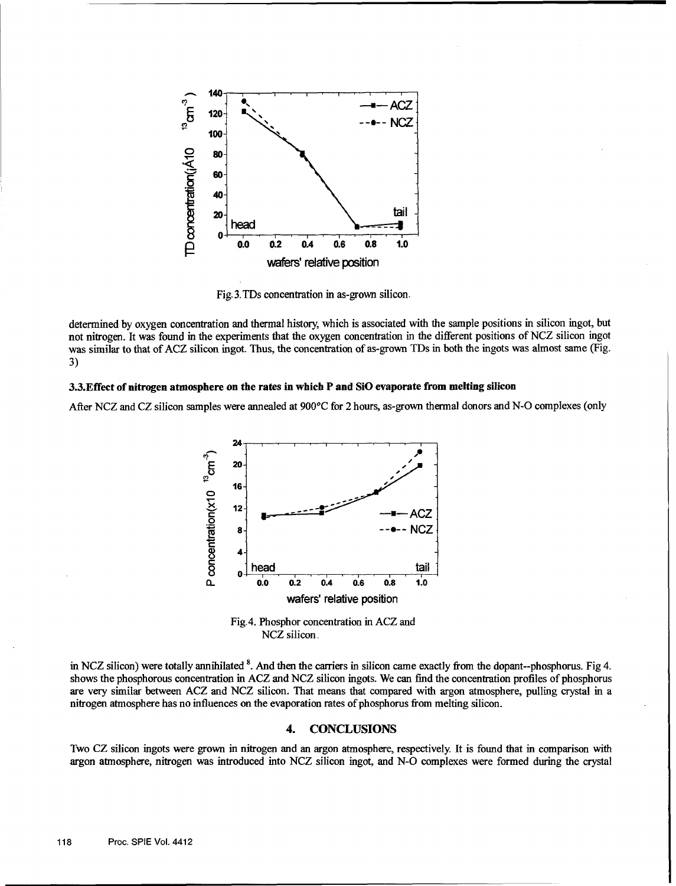Fig.3. TDs concentration in as-grown silicon.

determined by oxygen concentration and thermal history, which is associated with the sample positions in silicon ingot, but not nitrogen. It was found in the experiments that the oxygen concentration in the different positions of NCZ silicon ingot was similar to that of ACZ silicon ingot. Thus, the concentration of as-grown TDs in both the ingots was almost same (Fig. 3)

### 3.3. Effect of nitrogen atmosphere on the rates in which P and SiO evaporate from melting silicon

After NCZ and CZ silicon samples were annealed at 900°C for 2 hours, as-grown thermal donors and N-O complexes (only

Fig.4. Phosphor concentration in ACZ and NCZ silicon.

in NCZ silicon) were totally annihilated [8]. And then the carriers in silicon came exactly from the dopant--phosphorus. Fig 4. shows the phosphorous concentration in ACZ and NCZ silicon ingots. We can find the concentration profiles of phosphorus are very similar between ACZ and NCZ silicon. That means that compared with argon atmosphere, pulling crystal in a nitrogen atmosphere has no influences on the evaporation rates of phosphorus from melting silicon.

## 4. CONCLUSIONS

Two CZ silicon ingots were grown in nitrogen and an argon atmosphere, respectively. It is found that in comparison with argon atmosphere, nitrogen was introduced into NCZ silicon ingot, and N-O complexes were formed during the crystal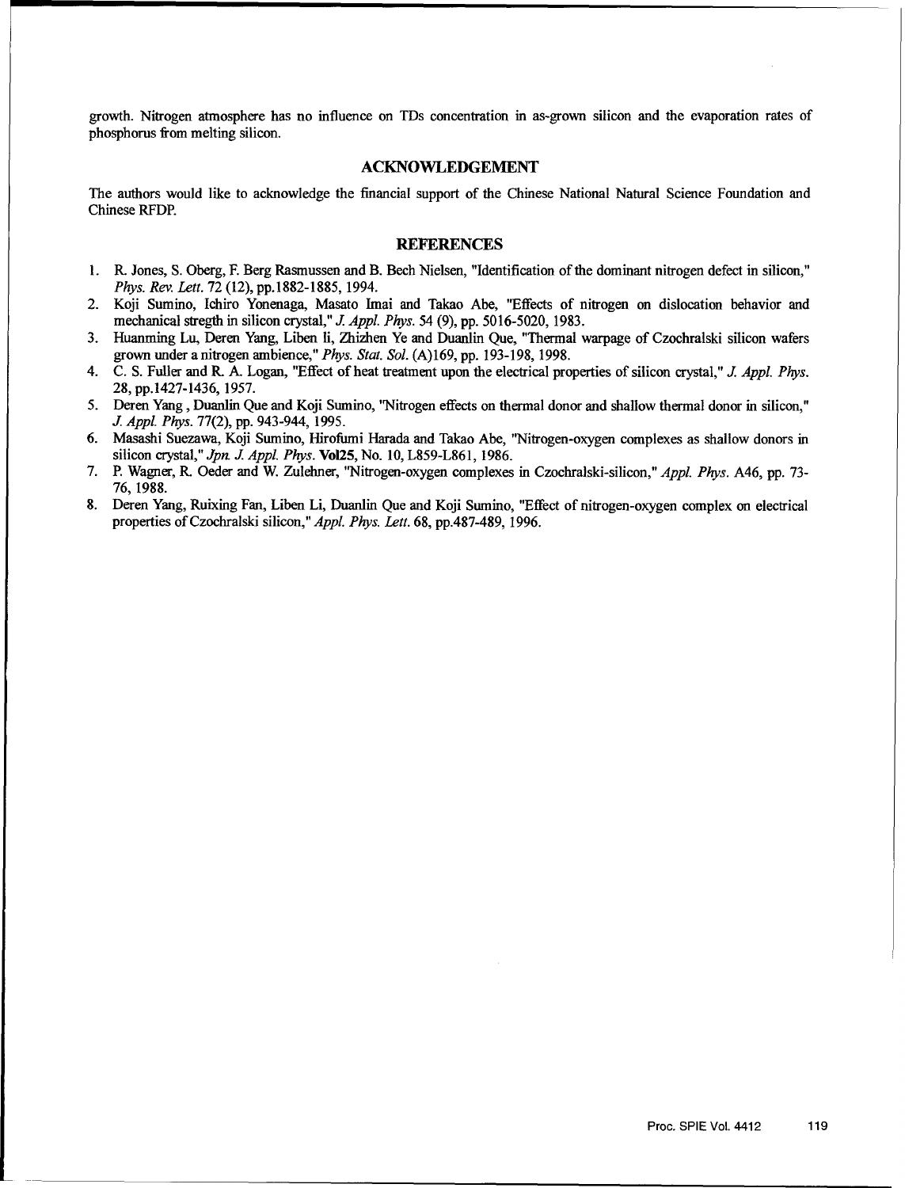growth. Nitrogen atmosphere has no influence on TDs concentration in as-grown silicon and the evaporation rates of phosphorus from melting silicon.

## ACKNOWLEDGEMENT

The authors would like to acknowledge the financial support of the Chinese National Natural Science Foundation and Chinese RFDP.

## REFERENCES

1. R. Jones, S. Oberg, F. Berg Rasmussen and B. Bech Nielsen, "Identification of the dominant nitrogen defect in silicon," *Phys. Rev. Lett.* 72 (12), pp.1882-1885, 1994.
2. Koji Sumino, Ichiro Yonenaga, Masato Imai and Takao Abe, "Effects of nitrogen on dislocation behavior and mechanical stregth in silicon crystal," *J. Appl. Phys.* 54 (9), pp. 5016-5020, 1983.
3. Huanming Lu, Deren Yang, Liben li, Zhizhen Ye and Duanlin Que, "Thermal warpage of Czochralski silicon wafers grown under a nitrogen ambience," *Phys. Stat. Sol.* (A)169, pp. 193-198, 1998.
4. C. S. Fuller and R. A. Logan, "Effect of heat treatment upon the electrical properties of silicon crystal," *J. Appl. Phys.* 28, pp.1427-1436, 1957.
5. Deren Yang , Duanlin Que and Koji Sumino, "Nitrogen effects on thermal donor and shallow thermal donor in silicon," *J. Appl. Phys.* 77(2), pp. 943-944, 1995.
6. Masashi Suezawa, Koji Sumino, Hirofumi Harada and Takao Abe, "Nitrogen-oxygen complexes as shallow donors in silicon crystal," *Jpn. J. Appl. Phys.* **Vol25**, No. 10, L859-L861, 1986.
7. P. Wagner, R. Oeder and W. Zulehner, "Nitrogen-oxygen complexes in Czochralski-silicon," *Appl. Phys.* A46, pp. 73-76, 1988.
8. Deren Yang, Ruixing Fan, Liben Li, Duanlin Que and Koji Sumino, "Effect of nitrogen-oxygen complex on electrical properties of Czochralski silicon," *Appl. Phys. Lett.* 68, pp.487-489, 1996.